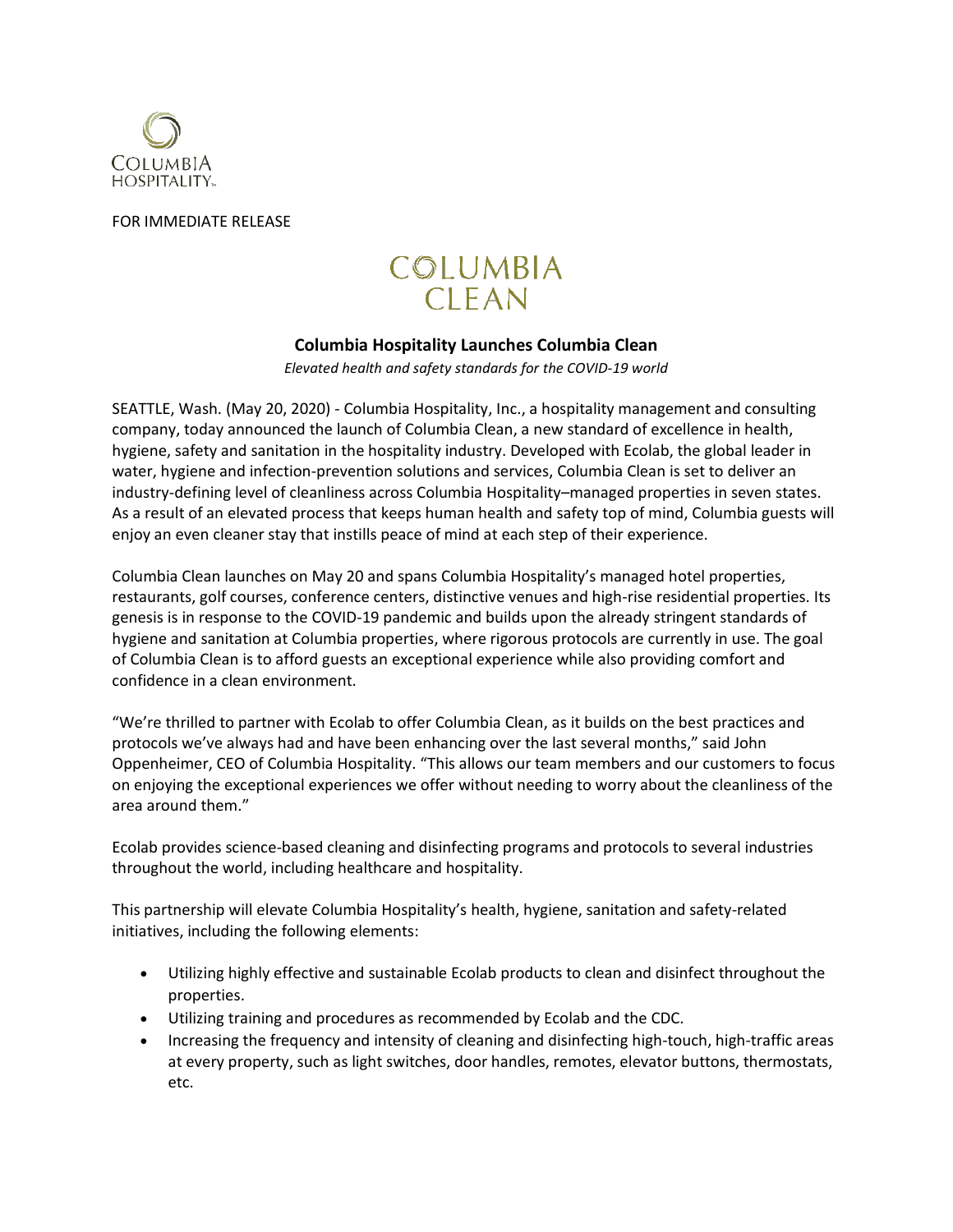COLUMBIA HOSPITALITY

FOR IMMEDIATE RELEASE

COLUMBIA CLEAN

## Columbia Hospitality Launches Columbia Clean

*Elevated health and safety standards for the COVID-19 world*

SEATTLE, Wash. (May 20, 2020) - Columbia Hospitality, Inc., a hospitality management and consulting company, today announced the launch of Columbia Clean, a new standard of excellence in health, hygiene, safety and sanitation in the hospitality industry. Developed with Ecolab, the global leader in water, hygiene and infection-prevention solutions and services, Columbia Clean is set to deliver an industry-defining level of cleanliness across Columbia Hospitality–managed properties in seven states. As a result of an elevated process that keeps human health and safety top of mind, Columbia guests will enjoy an even cleaner stay that instills peace of mind at each step of their experience.

Columbia Clean launches on May 20 and spans Columbia Hospitality's managed hotel properties, restaurants, golf courses, conference centers, distinctive venues and high-rise residential properties. Its genesis is in response to the COVID-19 pandemic and builds upon the already stringent standards of hygiene and sanitation at Columbia properties, where rigorous protocols are currently in use. The goal of Columbia Clean is to afford guests an exceptional experience while also providing comfort and confidence in a clean environment.

"We're thrilled to partner with Ecolab to offer Columbia Clean, as it builds on the best practices and protocols we've always had and have been enhancing over the last several months," said John Oppenheimer, CEO of Columbia Hospitality. "This allows our team members and our customers to focus on enjoying the exceptional experiences we offer without needing to worry about the cleanliness of the area around them."

Ecolab provides science-based cleaning and disinfecting programs and protocols to several industries throughout the world, including healthcare and hospitality.

This partnership will elevate Columbia Hospitality's health, hygiene, sanitation and safety-related initiatives, including the following elements:

- Utilizing highly effective and sustainable Ecolab products to clean and disinfect throughout the properties.
- Utilizing training and procedures as recommended by Ecolab and the CDC.
- Increasing the frequency and intensity of cleaning and disinfecting high-touch, high-traffic areas at every property, such as light switches, door handles, remotes, elevator buttons, thermostats, etc.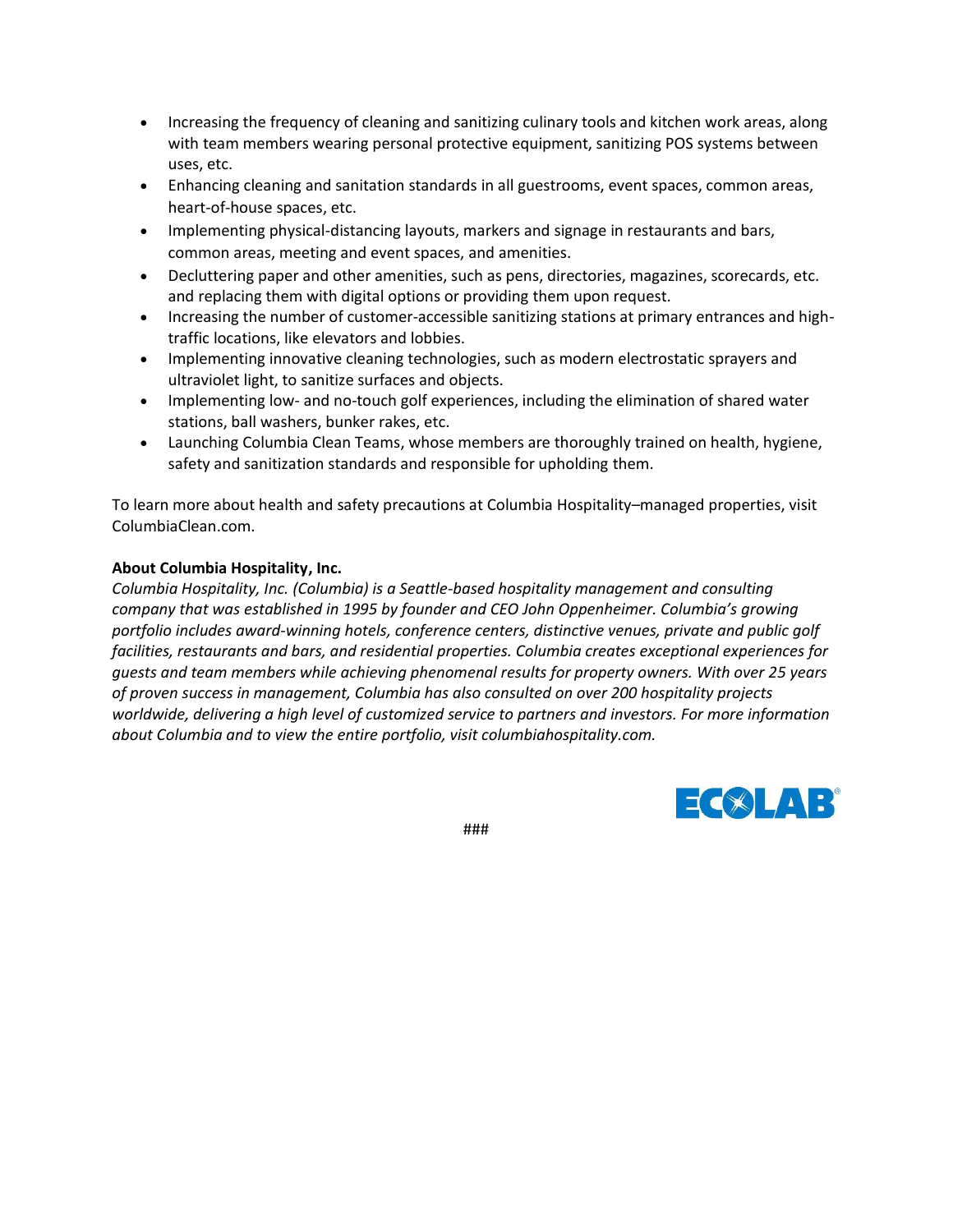- Increasing the frequency of cleaning and sanitizing culinary tools and kitchen work areas, along with team members wearing personal protective equipment, sanitizing POS systems between uses, etc.
- Enhancing cleaning and sanitation standards in all guestrooms, event spaces, common areas, heart-of-house spaces, etc.
- Implementing physical-distancing layouts, markers and signage in restaurants and bars, common areas, meeting and event spaces, and amenities.
- Decluttering paper and other amenities, such as pens, directories, magazines, scorecards, etc. and replacing them with digital options or providing them upon request.
- Increasing the number of customer-accessible sanitizing stations at primary entrances and high-traffic locations, like elevators and lobbies.
- Implementing innovative cleaning technologies, such as modern electrostatic sprayers and ultraviolet light, to sanitize surfaces and objects.
- Implementing low- and no-touch golf experiences, including the elimination of shared water stations, ball washers, bunker rakes, etc.
- Launching Columbia Clean Teams, whose members are thoroughly trained on health, hygiene, safety and sanitization standards and responsible for upholding them.

To learn more about health and safety precautions at Columbia Hospitality–managed properties, visit ColumbiaClean.com.

**About Columbia Hospitality, Inc.**

*Columbia Hospitality, Inc. (Columbia) is a Seattle-based hospitality management and consulting company that was established in 1995 by founder and CEO John Oppenheimer. Columbia's growing portfolio includes award-winning hotels, conference centers, distinctive venues, private and public golf facilities, restaurants and bars, and residential properties. Columbia creates exceptional experiences for guests and team members while achieving phenomenal results for property owners. With over 25 years of proven success in management, Columbia has also consulted on over 200 hospitality projects worldwide, delivering a high level of customized service to partners and investors. For more information about Columbia and to view the entire portfolio, visit columbiahospitality.com.*

ECOLAB

###